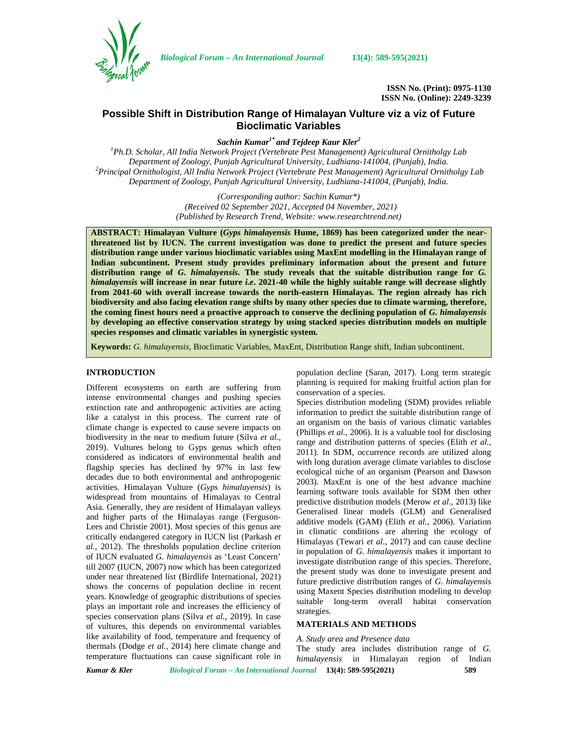ISSN No. (Print): 0975-1130
ISSN No. (Online): 2249-3239

# Possible Shift in Distribution Range of Himalayan Vulture viz a viz of Future Bioclimatic Variables

***Sachin Kumar[1*] and Tejdeep Kaur Kler[2]***

*[1]Ph.D. Scholar, All India Network Project (Vertebrate Pest Management) Agricultural Ornitholgy Lab Department of Zoology, Punjab Agricultural University, Ludhiana-141004, (Punjab), India.*
*[2]Principal Ornithologist, All India Network Project (Vertebrate Pest Management) Agricultural Ornitholgy Lab Department of Zoology, Punjab Agricultural University, Ludhiana-141004, (Punjab), India.*

*(Corresponding author: Sachin Kumar*)*
*(Received 02 September 2021, Accepted 04 November, 2021)*
*(Published by Research Trend, Website: www.researchtrend.net)*

**ABSTRACT: Himalayan Vulture (*Gyps himalayensis* Hume, 1869) has been categorized under the near-threatened list by IUCN. The current investigation was done to predict the present and future species distribution range under various bioclimatic variables using MaxEnt modelling in the Himalayan range of Indian subcontinent. Present study provides preliminary information about the present and future distribution range of *G. himalayensis.* The study reveals that the suitable distribution range for *G. himalayensis* will increase in near future *i.e*. 2021-40 while the highly suitable range will decrease slightly from 2041-60 with overall increase towards the north-eastern Himalayas. The region already has rich biodiversity and also facing elevation range shifts by many other species due to climate warming, therefore, the coming finest hours need a proactive approach to conserve the declining population of *G. himalayensis* by developing an effective conservation strategy by using stacked species distribution models on multiple species responses and climatic variables in synergistic system.**

**Keywords:** *G. himalayensis,* Bioclimatic Variables, MaxEnt, Distribution Range shift, Indian subcontinent.

## INTRODUCTION

Different ecosystems on earth are suffering from intense environmental changes and pushing species extinction rate and anthropogenic activities are acting like a catalyst in this process. The current rate of climate change is expected to cause severe impacts on biodiversity in the near to medium future (Silva *et al*., 2019). Vultures belong to Gyps genus which often considered as indicators of environmental health and flagship species has declined by 97% in last few decades due to both environmental and anthropogenic activities. Himalayan Vulture (*Gyps himalayensis*) is widespread from mountains of Himalayas to Central Asia. Generally, they are resident of Himalayan valleys and higher parts of the Himalayas range (Ferguson-Lees and Christie 2001). Most species of this genus are critically endangered category in IUCN list (Parkash *et al.,* 2012). The thresholds population decline criterion of IUCN evaluated *G. himalayensis* as 'Least Concern' till 2007 (IUCN, 2007) now which has been categorized under near threatened list (Birdlife International, 2021) shows the concerns of population decline in recent years. Knowledge of geographic distributions of species plays an important role and increases the efficiency of species conservation plans (Silva *et al.,* 2019). In case of vultures, this depends on environmental variables like availability of food, temperature and frequency of thermals (Dodge *et al.,* 2014) here climate change and temperature fluctuations can cause significant role in population decline (Saran, 2017). Long term strategic planning is required for making fruitful action plan for conservation of a species.

Species distribution modeling (SDM) provides reliable information to predict the suitable distribution range of an organism on the basis of various climatic variables (Phillips *et al.,* 2006). It is a valuable tool for disclosing range and distribution patterns of species (Elith *et al.,* 2011). In SDM, occurrence records are utilized along with long duration average climate variables to disclose ecological niche of an organism (Pearson and Dawson 2003). MaxEnt is one of the best advance machine learning software tools available for SDM then other predictive distribution models (Merow *et al*., 2013) like Generalised linear models (GLM) and Generalised additive models (GAM) (Elith *et al.,* 2006). Variation in climatic conditions are altering the ecology of Himalayas (Tewari *et al*., 2017) and can cause decline in population of *G. himalayensis* makes it important to investigate distribution range of this species. Therefore, the present study was done to investigate present and future predictive distribution ranges of *G. himalayensis* using Maxent Species distribution modeling to develop suitable long-term overall habitat conservation strategies.

## MATERIALS AND METHODS

*A. Study area and Presence data*

The study area includes distribution range of *G. himalayensis* in Himalayan region of Indian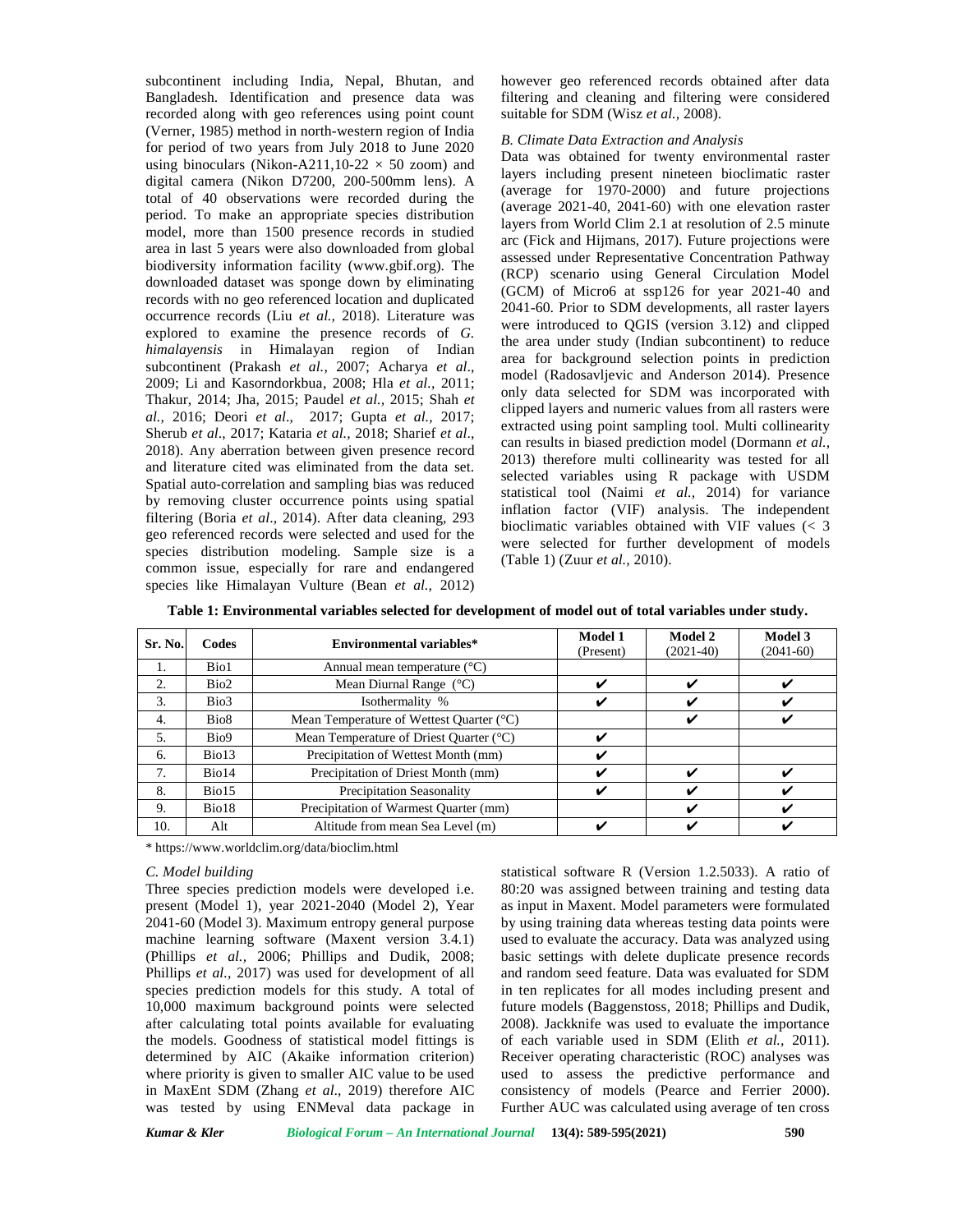subcontinent including India, Nepal, Bhutan, and Bangladesh. Identification and presence data was recorded along with geo references using point count (Verner, 1985) method in north-western region of India for period of two years from July 2018 to June 2020 using binoculars (Nikon-A211,10-22 × 50 zoom) and digital camera (Nikon D7200, 200-500mm lens). A total of 40 observations were recorded during the period. To make an appropriate species distribution model, more than 1500 presence records in studied area in last 5 years were also downloaded from global biodiversity information facility (www.gbif.org). The downloaded dataset was sponge down by eliminating records with no geo referenced location and duplicated occurrence records (Liu *et al.,* 2018). Literature was explored to examine the presence records of *G. himalayensis* in Himalayan region of Indian subcontinent (Prakash *et al.,* 2007; Acharya *et al*., 2009; Li and Kasorndorkbua, 2008; Hla *et al.,* 2011; Thakur, 2014; Jha, 2015; Paudel *et al.,* 2015; Shah *et al.,* 2016; Deori *et al*., 2017; Gupta *et al.,* 2017; Sherub *et al*., 2017; Kataria *et al.,* 2018; Sharief *et al*., 2018). Any aberration between given presence record and literature cited was eliminated from the data set. Spatial auto-correlation and sampling bias was reduced by removing cluster occurrence points using spatial filtering (Boria *et al*., 2014). After data cleaning, 293 geo referenced records were selected and used for the species distribution modeling. Sample size is a common issue, especially for rare and endangered species like Himalayan Vulture (Bean *et al.,* 2012) however geo referenced records obtained after data filtering and cleaning and filtering were considered suitable for SDM (Wisz *et al.,* 2008).

### *B. Climate Data Extraction and Analysis*

Data was obtained for twenty environmental raster layers including present nineteen bioclimatic raster (average for 1970-2000) and future projections (average 2021-40, 2041-60) with one elevation raster layers from World Clim 2.1 at resolution of 2.5 minute arc (Fick and Hijmans, 2017). Future projections were assessed under Representative Concentration Pathway (RCP) scenario using General Circulation Model (GCM) of Micro6 at ssp126 for year 2021-40 and 2041-60. Prior to SDM developments, all raster layers were introduced to QGIS (version 3.12) and clipped the area under study (Indian subcontinent) to reduce area for background selection points in prediction model (Radosavljevic and Anderson 2014). Presence only data selected for SDM was incorporated with clipped layers and numeric values from all rasters were extracted using point sampling tool. Multi collinearity can results in biased prediction model (Dormann *et al.*, 2013) therefore multi collinearity was tested for all selected variables using R package with USDM statistical tool (Naimi *et al.,* 2014) for variance inflation factor (VIF) analysis. The independent bioclimatic variables obtained with VIF values (< 3 were selected for further development of models (Table 1) (Zuur *et al.,* 2010).

**Table 1: Environmental variables selected for development of model out of total variables under study.**

| Sr. No. | Codes | Environmental variables* | Model 1 (Present) | Model 2 (2021-40) | Model 3 (2041-60) |
|---|---|---|---|---|---|
| 1. | Bio1 | Annual mean temperature (°C) | | | |
| 2. | Bio2 | Mean Diurnal Range (°C) | ✔ | ✔ | ✔ |
| 3. | Bio3 | Isothermality % | ✔ | ✔ | ✔ |
| 4. | Bio8 | Mean Temperature of Wettest Quarter (°C) | | ✔ | ✔ |
| 5. | Bio9 | Mean Temperature of Driest Quarter (°C) | ✔ | | |
| 6. | Bio13 | Precipitation of Wettest Month (mm) | ✔ | | |
| 7. | Bio14 | Precipitation of Driest Month (mm) | ✔ | ✔ | ✔ |
| 8. | Bio15 | Precipitation Seasonality | ✔ | ✔ | ✔ |
| 9. | Bio18 | Precipitation of Warmest Quarter (mm) | | ✔ | ✔ |
| 10. | Alt | Altitude from mean Sea Level (m) | ✔ | ✔ | ✔ |

\* https://www.worldclim.org/data/bioclim.html

### *C. Model building*

Three species prediction models were developed i.e. present (Model 1), year 2021-2040 (Model 2), Year 2041-60 (Model 3). Maximum entropy general purpose machine learning software (Maxent version 3.4.1) (Phillips *et al.,* 2006; Phillips and Dudik, 2008; Phillips *et al.,* 2017) was used for development of all species prediction models for this study. A total of 10,000 maximum background points were selected after calculating total points available for evaluating the models. Goodness of statistical model fittings is determined by AIC (Akaike information criterion) where priority is given to smaller AIC value to be used in MaxEnt SDM (Zhang *et al*., 2019) therefore AIC was tested by using ENMeval data package in statistical software R (Version 1.2.5033). A ratio of 80:20 was assigned between training and testing data as input in Maxent. Model parameters were formulated by using training data whereas testing data points were used to evaluate the accuracy. Data was analyzed using basic settings with delete duplicate presence records and random seed feature. Data was evaluated for SDM in ten replicates for all modes including present and future models (Baggenstoss, 2018; Phillips and Dudik, 2008). Jackknife was used to evaluate the importance of each variable used in SDM (Elith *et al.*, 2011). Receiver operating characteristic (ROC) analyses was used to assess the predictive performance and consistency of models (Pearce and Ferrier 2000). Further AUC was calculated using average of ten cross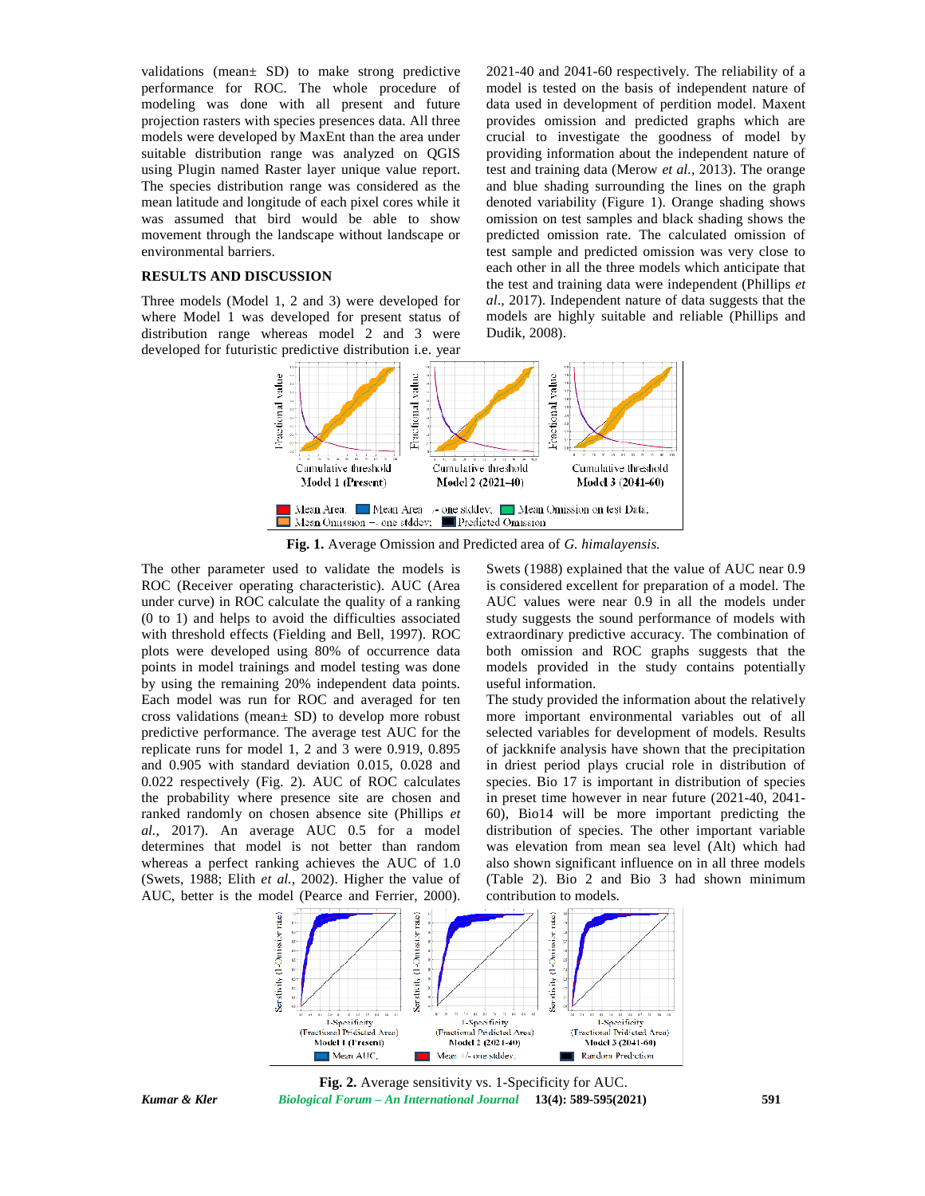validations (mean± SD) to make strong predictive performance for ROC. The whole procedure of modeling was done with all present and future projection rasters with species presences data. All three models were developed by MaxEnt than the area under suitable distribution range was analyzed on QGIS using Plugin named Raster layer unique value report. The species distribution range was considered as the mean latitude and longitude of each pixel cores while it was assumed that bird would be able to show movement through the landscape without landscape or environmental barriers.

## RESULTS AND DISCUSSION

Three models (Model 1, 2 and 3) were developed for where Model 1 was developed for present status of distribution range whereas model 2 and 3 were developed for futuristic predictive distribution i.e. year 2021-40 and 2041-60 respectively. The reliability of a model is tested on the basis of independent nature of data used in development of perdition model. Maxent provides omission and predicted graphs which are crucial to investigate the goodness of model by providing information about the independent nature of test and training data (Merow *et al.*, 2013). The orange and blue shading surrounding the lines on the graph denoted variability (Figure 1). Orange shading shows omission on test samples and black shading shows the predicted omission rate. The calculated omission of test sample and predicted omission was very close to each other in all the three models which anticipate that the test and training data were independent (Phillips *et al.*, 2017). Independent nature of data suggests that the models are highly suitable and reliable (Phillips and Dudik, 2008).

**Fig. 1.** Average Omission and Predicted area of *G. himalayensis.*

The other parameter used to validate the models is ROC (Receiver operating characteristic). AUC (Area under curve) in ROC calculate the quality of a ranking (0 to 1) and helps to avoid the difficulties associated with threshold effects (Fielding and Bell, 1997). ROC plots were developed using 80% of occurrence data points in model trainings and model testing was done by using the remaining 20% independent data points. Each model was run for ROC and averaged for ten cross validations (mean± SD) to develop more robust predictive performance. The average test AUC for the replicate runs for model 1, 2 and 3 were 0.919, 0.895 and 0.905 with standard deviation 0.015, 0.028 and 0.022 respectively (Fig. 2). AUC of ROC calculates the probability where presence site are chosen and ranked randomly on chosen absence site (Phillips *et al.,* 2017). An average AUC 0.5 for a model determines that model is not better than random whereas a perfect ranking achieves the AUC of 1.0 (Swets, 1988; Elith *et al.,* 2002). Higher the value of AUC, better is the model (Pearce and Ferrier, 2000). Swets (1988) explained that the value of AUC near 0.9 is considered excellent for preparation of a model. The AUC values were near 0.9 in all the models under study suggests the sound performance of models with extraordinary predictive accuracy. The combination of both omission and ROC graphs suggests that the models provided in the study contains potentially useful information.

The study provided the information about the relatively more important environmental variables out of all selected variables for development of models. Results of jackknife analysis have shown that the precipitation in driest period plays crucial role in distribution of species. Bio 17 is important in distribution of species in preset time however in near future (2021-40, 2041-60), Bio14 will be more important predicting the distribution of species. The other important variable was elevation from mean sea level (Alt) which had also shown significant influence on in all three models (Table 2). Bio 2 and Bio 3 had shown minimum contribution to models.

**Fig. 2.** Average sensitivity vs. 1-Specificity for AUC.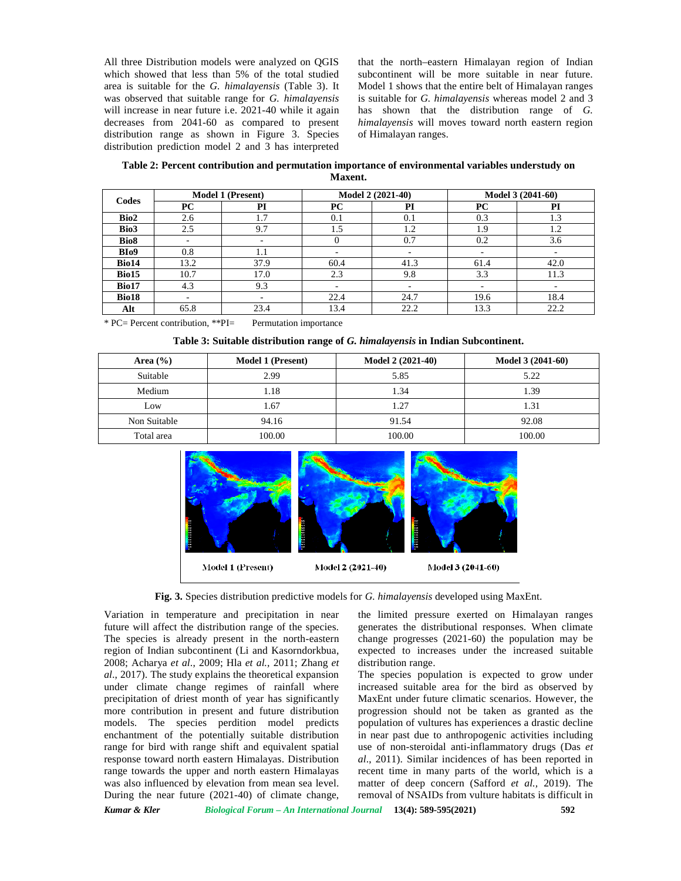All three Distribution models were analyzed on QGIS which showed that less than 5% of the total studied area is suitable for the *G. himalayensis* (Table 3). It was observed that suitable range for *G. himalayensis* will increase in near future i.e. 2021-40 while it again decreases from 2041-60 as compared to present distribution range as shown in Figure 3. Species distribution prediction model 2 and 3 has interpreted that the north–eastern Himalayan region of Indian subcontinent will be more suitable in near future. Model 1 shows that the entire belt of Himalayan ranges is suitable for *G. himalayensis* whereas model 2 and 3 has shown that the distribution range of *G. himalayensis* will moves toward north eastern region of Himalayan ranges.

**Table 2: Percent contribution and permutation importance of environmental variables understudy on Maxent.**

| Codes | Model 1 (Present) | | Model 2 (2021-40) | | Model 3 (2041-60) | |
|---|---|---|---|---|---|---|
| | PC | PI | PC | PI | PC | PI |
| Bio2 | 2.6 | 1.7 | 0.1 | 0.1 | 0.3 | 1.3 |
| Bio3 | 2.5 | 9.7 | 1.5 | 1.2 | 1.9 | 1.2 |
| Bio8 | - | - | 0 | 0.7 | 0.2 | 3.6 |
| BIo9 | 0.8 | 1.1 | - | - | - | - |
| Bio14 | 13.2 | 37.9 | 60.4 | 41.3 | 61.4 | 42.0 |
| Bio15 | 10.7 | 17.0 | 2.3 | 9.8 | 3.3 | 11.3 |
| Bio17 | 4.3 | 9.3 | - | - | - | - |
| Bio18 | - | - | 22.4 | 24.7 | 19.6 | 18.4 |
| Alt | 65.8 | 23.4 | 13.4 | 22.2 | 13.3 | 22.2 |

* PC= Percent contribution, **PI= Permutation importance

**Table 3: Suitable distribution range of *G. himalayensis* in Indian Subcontinent.**

| Area (%) | Model 1 (Present) | Model 2 (2021-40) | Model 3 (2041-60) |
|---|---|---|---|
| Suitable | 2.99 | 5.85 | 5.22 |
| Medium | 1.18 | 1.34 | 1.39 |
| Low | 1.67 | 1.27 | 1.31 |
| Non Suitable | 94.16 | 91.54 | 92.08 |
| Total area | 100.00 | 100.00 | 100.00 |

Model 1 (Present) Model 2 (2021-40) Model 3 (2041-60)

**Fig. 3.** Species distribution predictive models for *G. himalayensis* developed using MaxEnt.

Variation in temperature and precipitation in near future will affect the distribution range of the species. The species is already present in the north-eastern region of Indian subcontinent (Li and Kasorndorkbua, 2008; Acharya *et al*., 2009; Hla *et al.,* 2011; Zhang *et al*., 2017). The study explains the theoretical expansion under climate change regimes of rainfall where precipitation of driest month of year has significantly more contribution in present and future distribution models. The species perdition model predicts enchantment of the potentially suitable distribution range for bird with range shift and equivalent spatial response toward north eastern Himalayas. Distribution range towards the upper and north eastern Himalayas was also influenced by elevation from mean sea level. During the near future (2021-40) of climate change, the limited pressure exerted on Himalayan ranges generates the distributional responses. When climate change progresses (2021-60) the population may be expected to increases under the increased suitable distribution range.

The species population is expected to grow under increased suitable area for the bird as observed by MaxEnt under future climatic scenarios. However, the progression should not be taken as granted as the population of vultures has experiences a drastic decline in near past due to anthropogenic activities including use of non-steroidal anti-inflammatory drugs (Das *et al*., 2011). Similar incidences of has been reported in recent time in many parts of the world, which is a matter of deep concern (Safford *et al.,* 2019). The removal of NSAIDs from vulture habitats is difficult in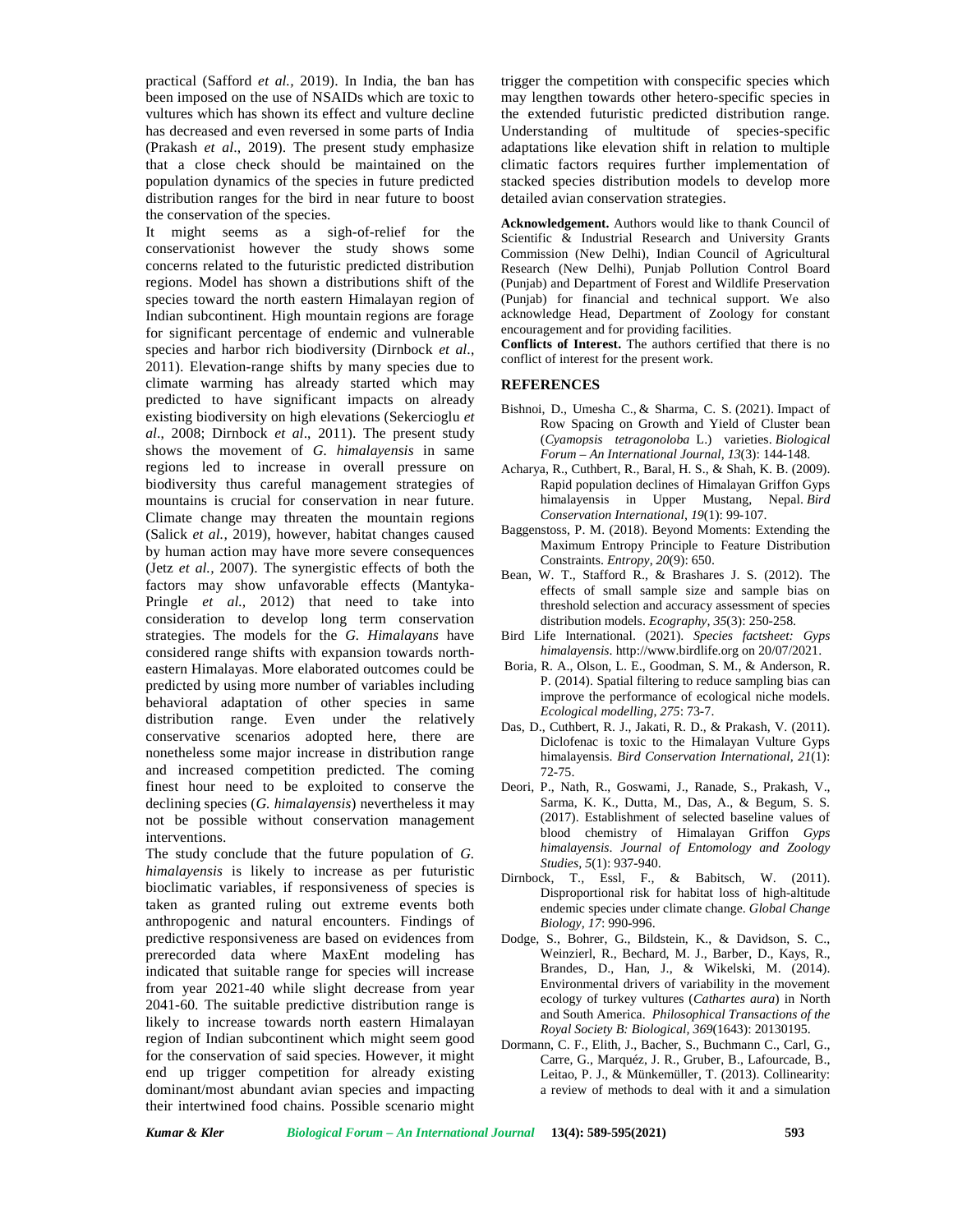practical (Safford *et al.,* 2019). In India, the ban has been imposed on the use of NSAIDs which are toxic to vultures which has shown its effect and vulture decline has decreased and even reversed in some parts of India (Prakash *et al*., 2019). The present study emphasize that a close check should be maintained on the population dynamics of the species in future predicted distribution ranges for the bird in near future to boost the conservation of the species.

It might seems as a sigh-of-relief for the conservationist however the study shows some concerns related to the futuristic predicted distribution regions. Model has shown a distributions shift of the species toward the north eastern Himalayan region of Indian subcontinent. High mountain regions are forage for significant percentage of endemic and vulnerable species and harbor rich biodiversity (Dirnbock *et al*., 2011). Elevation-range shifts by many species due to climate warming has already started which may predicted to have significant impacts on already existing biodiversity on high elevations (Sekercioglu *et al*., 2008; Dirnbock *et al*., 2011). The present study shows the movement of *G. himalayensis* in same regions led to increase in overall pressure on biodiversity thus careful management strategies of mountains is crucial for conservation in near future. Climate change may threaten the mountain regions (Salick *et al.,* 2019), however, habitat changes caused by human action may have more severe consequences (Jetz *et al.,* 2007). The synergistic effects of both the factors may show unfavorable effects (Mantyka-Pringle *et al.,* 2012) that need to take into consideration to develop long term conservation strategies. The models for the *G. Himalayans* have considered range shifts with expansion towards north-eastern Himalayas. More elaborated outcomes could be predicted by using more number of variables including behavioral adaptation of other species in same distribution range. Even under the relatively conservative scenarios adopted here, there are nonetheless some major increase in distribution range and increased competition predicted. The coming finest hour need to be exploited to conserve the declining species (*G. himalayensis*) nevertheless it may not be possible without conservation management interventions.

The study conclude that the future population of *G. himalayensis* is likely to increase as per futuristic bioclimatic variables, if responsiveness of species is taken as granted ruling out extreme events both anthropogenic and natural encounters. Findings of predictive responsiveness are based on evidences from prerecorded data where MaxEnt modeling has indicated that suitable range for species will increase from year 2021-40 while slight decrease from year 2041-60. The suitable predictive distribution range is likely to increase towards north eastern Himalayan region of Indian subcontinent which might seem good for the conservation of said species. However, it might end up trigger competition for already existing dominant/most abundant avian species and impacting their intertwined food chains. Possible scenario might trigger the competition with conspecific species which may lengthen towards other hetero-specific species in the extended futuristic predicted distribution range. Understanding of multitude of species-specific adaptations like elevation shift in relation to multiple climatic factors requires further implementation of stacked species distribution models to develop more detailed avian conservation strategies.

**Acknowledgement.** Authors would like to thank Council of Scientific & Industrial Research and University Grants Commission (New Delhi), Indian Council of Agricultural Research (New Delhi), Punjab Pollution Control Board (Punjab) and Department of Forest and Wildlife Preservation (Punjab) for financial and technical support. We also acknowledge Head, Department of Zoology for constant encouragement and for providing facilities.

**Conflicts of Interest.** The authors certified that there is no conflict of interest for the present work.

## REFERENCES

Bishnoi, D., Umesha C., & Sharma, C. S. (2021). Impact of Row Spacing on Growth and Yield of Cluster bean (*Cyamopsis tetragonoloba* L.) varieties. *Biological Forum – An International Journal*, *13*(3): 144-148.

Acharya, R., Cuthbert, R., Baral, H. S., & Shah, K. B. (2009). Rapid population declines of Himalayan Griffon Gyps himalayensis in Upper Mustang, Nepal. *Bird Conservation International*, *19*(1): 99-107.

Baggenstoss, P. M. (2018). Beyond Moments: Extending the Maximum Entropy Principle to Feature Distribution Constraints. *Entropy*, *20*(9): 650.

Bean, W. T., Stafford R., & Brashares J. S. (2012). The effects of small sample size and sample bias on threshold selection and accuracy assessment of species distribution models. *Ecography*, *35*(3): 250-258.

Bird Life International. (2021). *Species factsheet: Gyps himalayensis*. http://www.birdlife.org on 20/07/2021.

Boria, R. A., Olson, L. E., Goodman, S. M., & Anderson, R. P. (2014). Spatial filtering to reduce sampling bias can improve the performance of ecological niche models. *Ecological modelling*, *275*: 73-7.

Das, D., Cuthbert, R. J., Jakati, R. D., & Prakash, V. (2011). Diclofenac is toxic to the Himalayan Vulture Gyps himalayensis. *Bird Conservation International*, *21*(1): 72-75.

Deori, P., Nath, R., Goswami, J., Ranade, S., Prakash, V., Sarma, K. K., Dutta, M., Das, A., & Begum, S. S. (2017). Establishment of selected baseline values of blood chemistry of Himalayan Griffon *Gyps himalayensis*. *Journal of Entomology and Zoology Studies*, *5*(1): 937-940.

Dirnbock, T., Essl, F., & Babitsch, W. (2011). Disproportional risk for habitat loss of high-altitude endemic species under climate change. *Global Change Biology*, *17*: 990-996.

Dodge, S., Bohrer, G., Bildstein, K., & Davidson, S. C., Weinzierl, R., Bechard, M. J., Barber, D., Kays, R., Brandes, D., Han, J., & Wikelski, M. (2014). Environmental drivers of variability in the movement ecology of turkey vultures (*Cathartes aura*) in North and South America. *Philosophical Transactions of the Royal Society B: Biological*, *369*(1643): 20130195.

Dormann, C. F., Elith, J., Bacher, S., Buchmann C., Carl, G., Carre, G., Marquéz, J. R., Gruber, B., Lafourcade, B., Leitao, P. J., & Münkemüller, T. (2013). Collinearity: a review of methods to deal with it and a simulation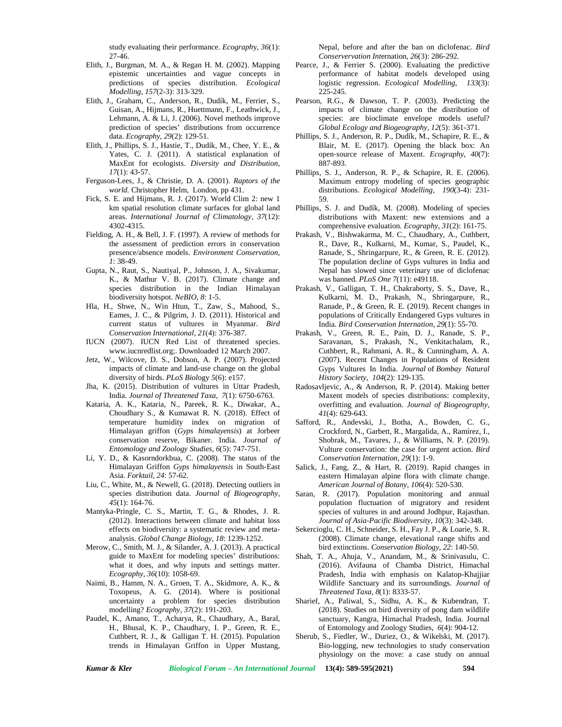study evaluating their performance. *Ecography*, *36*(1): 27-46.

Elith, J., Burgman, M. A., & Regan H. M. (2002). Mapping epistemic uncertainties and vague concepts in predictions of species distribution. *Ecological Modelling*, *157*(2-3): 313-329.

Elith, J., Graham, C., Anderson, R., Dudík, M., Ferrier, S., Guisan, A., Hijmans, R., Huettmann, F., Leathwick, J., Lehmann, A. & Li, J. (2006). Novel methods improve prediction of species' distributions from occurrence data. *Ecography*, *29*(2): 129-51.

Elith, J., Phillips, S. J., Hastie, T., Dudík, M., Chee, Y. E., & Yates, C. J. (2011). A statistical explanation of MaxEnt for ecologists. *Diversity and Distribution*, *17*(1): 43-57.

Ferguson-Lees, J., & Christie, D. A. (2001). *Raptors of the world.* Christopher Helm, London, pp 431.

Fick, S. E. and Hijmans, R. J. (2017). World Clim 2: new 1 km spatial resolution climate surfaces for global land areas. *International Journal of Climatology*, *37*(12): 4302-4315.

Fielding, A. H., & Bell, J. F. (1997). A review of methods for the assessment of prediction errors in conservation presence/absence models. *Environment Conservation*, *1*: 38-49.

Gupta, N., Raut, S., Nautiyal, P., Johnson, J. A., Sivakumar, K., & Mathur V. B. (2017). Climate change and species distribution in the Indian Himalayan biodiversity hotspot. *NeBIO, 8*: 1-5.

Hla, H., Shwe, N., Win Htun, T., Zaw, S., Mahood, S., Eames, J. C., & Pilgrim, J. D. (2011). Historical and current status of vultures in Myanmar. *Bird Conservation International*, *21*(4): 376-387.

IUCN (2007). IUCN Red List of threatened species. www.iucnredlist.org;. Downloaded 12 March 2007.

Jetz, W., Wilcove, D. S., Dobson, A. P. (2007). Projected impacts of climate and land-use change on the global diversity of birds. *PLoS Biol*ogy *5*(6): e157.

Jha, K. (2015). Distribution of vultures in Uttar Pradesh, India. *Journal of Threatened Taxa, 7*(1): 6750-6763.

Kataria, A. K., Kataria, N., Pareek, R. K., Diwakar, A., Choudhary S., & Kumawat R. N. (2018). Effect of temperature humidity index on migration of Himalayan griffon (*Gyps himalayensis*) at Jorbeer conservation reserve, Bikaner. India. *Journal of Entomology and Zoology Studies*, *6*(5): 747-751.

Li, Y. D., & Kasorndorkbua, C. (2008). The status of the Himalayan Griffon *Gyps himalayensis* in South-East Asia. *Forktail*, *24*: 57-62.

Liu, C., White, M., & Newell, G. (2018). Detecting outliers in species distribution data. *Journal of Biogeography*, *45*(1): 164-76.

Mantyka-Pringle, C. S., Martin, T. G., & Rhodes, J. R. (2012). Interactions between climate and habitat loss effects on biodiversity: a systematic review and meta-analysis. *Global Change Biology*, *18*: 1239-1252.

Merow, C., Smith, M. J., & Silander, A. J. (2013). A practical guide to MaxEnt for modeling species' distributions: what it does, and why inputs and settings matter. *Ecography, 36*(10): 1058-69.

Naimi, B., Hamm, N. A., Groen, T. A., Skidmore, A. K., & Toxopeus, A. G. (2014). Where is positional uncertainty a problem for species distribution modelling? *Ecography, 37*(2): 191-203.

Paudel, K., Amano, T., Acharya, R., Chaudhary, A., Baral, H., Bhusal, K. P., Chaudhary, I. P., Green, R. E., Cuthbert, R. J., & Galligan T. H. (2015). Population trends in Himalayan Griffon in Upper Mustang, Nepal, before and after the ban on diclofenac. *Bird Conservervation International*, *26*(3): 286-292.

Pearce, J., & Ferrier S. (2000). Evaluating the predictive performance of habitat models developed using logistic regression. *Ecological Modelling, 133*(3): 225-245.

Pearson, R.G., & Dawson, T. P. (2003). Predicting the impacts of climate change on the distribution of species: are bioclimate envelope models useful? *Global Ecology and Biogeography*, *12*(5): 361-371.

Phillips, S. J., Anderson, R. P., Dudík, M., Schapire, R. E., & Blair, M. E. (2017). Opening the black box: An open-source release of Maxent. *Ecography*, *40*(7): 887-893.

Phillips, S. J., Anderson, R. P., & Schapire, R. E. (2006). Maximum entropy modeling of species geographic distributions. *Ecological Modelling, 190*(3-4): 231-59.

Phillips, S. J. and Dudík, M. (2008). Modeling of species distributions with Maxent: new extensions and a comprehensive evaluation. *Ecography, 31*(2): 161-75.

Prakash, V., Bishwakarma, M. C., Chaudhary, A., Cuthbert, R., Dave, R., Kulkarni, M., Kumar, S., Paudel, K., Ranade, S., Shringarpure, R., & Green, R. E. (2012). The population decline of Gyps vultures in India and Nepal has slowed since veterinary use of diclofenac was banned. *PLoS One 7*(11): e49118.

Prakash, V., Galligan, T. H., Chakraborty, S. S., Dave, R., Kulkarni, M. D., Prakash, N., Shringarpure, R., Ranade, P., & Green, R. E. (2019). Recent changes in populations of Critically Endangered Gyps vultures in India. *Bird Conservation International*, *29*(1): 55-70.

Prakash, V., Green, R. E., Pain, D. J., Ranade, S. P., Saravanan, S., Prakash, N., Venkitachalam, R., Cuthbert, R., Rahmani, A. R., & Cunningham, A. A. (2007). Recent Changes in Populations of Resident Gyps Vultures In India. *Journal* of *Bombay Natural History Society*, *104*(2): 129-135.

Radosavljevic, A., & Anderson, R. P. (2014). Making better Maxent models of species distributions: complexity, overfitting and evaluation. *Journal of Biogeography*, *41*(4): 629-643.

Safford, R., Andevski, J., Botha, A., Bowden, C. G., Crockford, N., Garbett, R., Margalida, A., Ramírez, I., Shobrak, M., Tavares, J., & Williams, N. P. (2019). Vulture conservation: the case for urgent action. *Bird Conservation Internation*, *29*(1): 1-9.

Salick, J., Fang, Z., & Hart, R. (2019). Rapid changes in eastern Himalayan alpine flora with climate change. *American Journal of Botany*, *106*(4): 520-530.

Saran, R. (2017). Population monitoring and annual population fluctuation of migratory and resident species of vultures in and around Jodhpur, Rajasthan. *Journal of Asia-Pacific Biodiversity*, *10*(3): 342-348.

Sekercioglu, C. H., Schneider, S. H., Fay J. P., & Loarie, S. R. (2008). Climate change, elevational range shifts and bird extinctions. *Conservation Biology*, *22*: 140-50.

Shah, T. A., Ahuja, V., Anandam, M., & Srinivasulu, C. (2016). Avifauna of Chamba District, Himachal Pradesh, India with emphasis on Kalatop-Khajjiar Wildlife Sanctuary and its surroundings. *Journal of Threatened Taxa*, *8*(1): 8333-57.

Sharief, A., Paliwal, S., Sidhu, A. K., & Kubendran, T. (2018). Studies on bird diversity of pong dam wildlife sanctuary, Kangra, Himachal Pradesh, India. Journal of Entomology and Zoology Studies, *6*(4): 904-12.

Sherub, S., Fiedler, W., Duriez, O., & Wikelski, M. (2017). Bio-logging, new technologies to study conservation physiology on the move: a case study on annual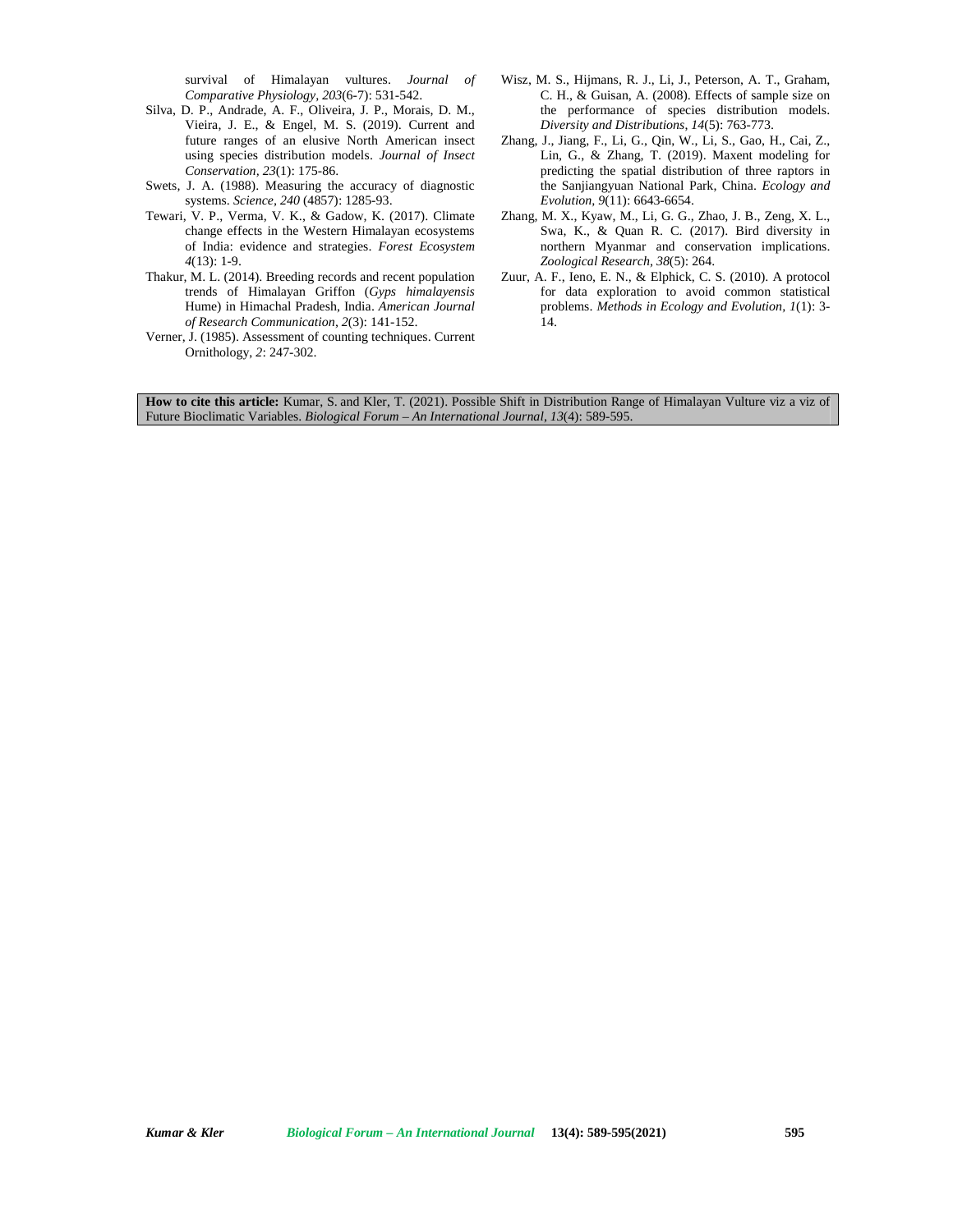survival of Himalayan vultures. *Journal of Comparative Physiology*, *203*(6-7): 531-542.

Silva, D. P., Andrade, A. F., Oliveira, J. P., Morais, D. M., Vieira, J. E., & Engel, M. S. (2019). Current and future ranges of an elusive North American insect using species distribution models. *Journal of Insect Conservation*, *23*(1): 175-86.

Swets, J. A. (1988). Measuring the accuracy of diagnostic systems. *Science*, *240* (4857): 1285-93.

Tewari, V. P., Verma, V. K., & Gadow, K. (2017). Climate change effects in the Western Himalayan ecosystems of India: evidence and strategies. *Forest Ecosystem* *4*(13): 1-9.

Thakur, M. L. (2014). Breeding records and recent population trends of Himalayan Griffon (*Gyps himalayensis* Hume) in Himachal Pradesh, India. *American Journal of Research Communication*, *2*(3): 141-152.

Verner, J. (1985). Assessment of counting techniques. Current Ornithology, *2*: 247-302.

Wisz, M. S., Hijmans, R. J., Li, J., Peterson, A. T., Graham, C. H., & Guisan, A. (2008). Effects of sample size on the performance of species distribution models. *Diversity and Distributions*, *14*(5): 763-773.

Zhang, J., Jiang, F., Li, G., Qin, W., Li, S., Gao, H., Cai, Z., Lin, G., & Zhang, T. (2019). Maxent modeling for predicting the spatial distribution of three raptors in the Sanjiangyuan National Park, China. *Ecology and Evolution*, *9*(11): 6643-6654.

Zhang, M. X., Kyaw, M., Li, G. G., Zhao, J. B., Zeng, X. L., Swa, K., & Quan R. C. (2017). Bird diversity in northern Myanmar and conservation implications. *Zoological Research*, *38*(5): 264.

Zuur, A. F., Ieno, E. N., & Elphick, C. S. (2010). A protocol for data exploration to avoid common statistical problems. *Methods in Ecology and Evolution*, *1*(1): 3-14.

**How to cite this article:** Kumar, S. and Kler, T. (2021). Possible Shift in Distribution Range of Himalayan Vulture viz a viz of Future Bioclimatic Variables. *Biological Forum – An International Journal*, *13*(4): 589-595.